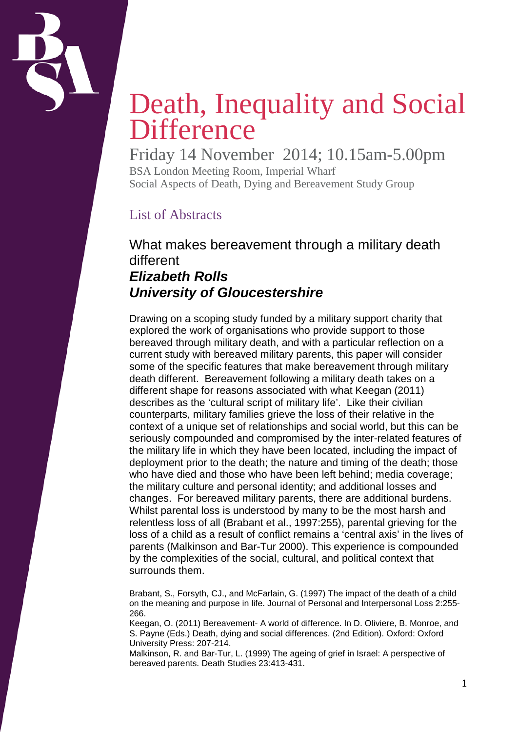# Death, Inequality and Social Difference

Friday 14 November 2014; 10.15am-5.00pm

BSA London Meeting Room, Imperial Wharf
Social Aspects of Death, Dying and Bereavement Study Group

## List of Abstracts

### What makes bereavement through a military death different

***Elizabeth Rolls***
***University of Gloucestershire***

Drawing on a scoping study funded by a military support charity that explored the work of organisations who provide support to those bereaved through military death, and with a particular reflection on a current study with bereaved military parents, this paper will consider some of the specific features that make bereavement through military death different. Bereavement following a military death takes on a different shape for reasons associated with what Keegan (2011) describes as the 'cultural script of military life'. Like their civilian counterparts, military families grieve the loss of their relative in the context of a unique set of relationships and social world, but this can be seriously compounded and compromised by the inter-related features of the military life in which they have been located, including the impact of deployment prior to the death; the nature and timing of the death; those who have died and those who have been left behind; media coverage; the military culture and personal identity; and additional losses and changes. For bereaved military parents, there are additional burdens. Whilst parental loss is understood by many to be the most harsh and relentless loss of all (Brabant et al., 1997:255), parental grieving for the loss of a child as a result of conflict remains a 'central axis' in the lives of parents (Malkinson and Bar-Tur 2000). This experience is compounded by the complexities of the social, cultural, and political context that surrounds them.

Brabant, S., Forsyth, CJ., and McFarlain, G. (1997) The impact of the death of a child on the meaning and purpose in life. Journal of Personal and Interpersonal Loss 2:255-266.

Keegan, O. (2011) Bereavement- A world of difference. In D. Oliviere, B. Monroe, and S. Payne (Eds.) Death, dying and social differences. (2nd Edition). Oxford: Oxford University Press: 207-214.

Malkinson, R. and Bar-Tur, L. (1999) The ageing of grief in Israel: A perspective of bereaved parents. Death Studies 23:413-431.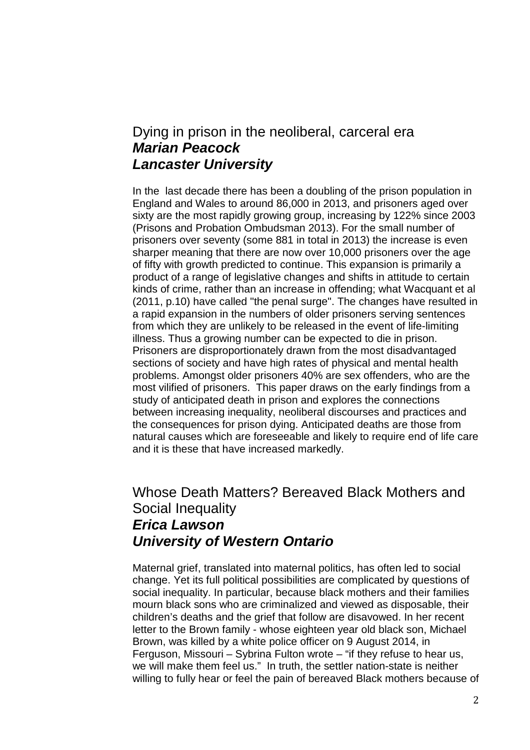## Dying in prison in the neoliberal, carceral era
### ***Marian Peacock***
### ***Lancaster University***

In the last decade there has been a doubling of the prison population in England and Wales to around 86,000 in 2013, and prisoners aged over sixty are the most rapidly growing group, increasing by 122% since 2003 (Prisons and Probation Ombudsman 2013). For the small number of prisoners over seventy (some 881 in total in 2013) the increase is even sharper meaning that there are now over 10,000 prisoners over the age of fifty with growth predicted to continue. This expansion is primarily a product of a range of legislative changes and shifts in attitude to certain kinds of crime, rather than an increase in offending; what Wacquant et al (2011, p.10) have called "the penal surge". The changes have resulted in a rapid expansion in the numbers of older prisoners serving sentences from which they are unlikely to be released in the event of life-limiting illness. Thus a growing number can be expected to die in prison. Prisoners are disproportionately drawn from the most disadvantaged sections of society and have high rates of physical and mental health problems. Amongst older prisoners 40% are sex offenders, who are the most vilified of prisoners. This paper draws on the early findings from a study of anticipated death in prison and explores the connections between increasing inequality, neoliberal discourses and practices and the consequences for prison dying. Anticipated deaths are those from natural causes which are foreseeable and likely to require end of life care and it is these that have increased markedly.

## Whose Death Matters? Bereaved Black Mothers and Social Inequality
### ***Erica Lawson***
### ***University of Western Ontario***

Maternal grief, translated into maternal politics, has often led to social change. Yet its full political possibilities are complicated by questions of social inequality. In particular, because black mothers and their families mourn black sons who are criminalized and viewed as disposable, their children's deaths and the grief that follow are disavowed. In her recent letter to the Brown family - whose eighteen year old black son, Michael Brown, was killed by a white police officer on 9 August 2014, in Ferguson, Missouri – Sybrina Fulton wrote – "if they refuse to hear us, we will make them feel us." In truth, the settler nation-state is neither willing to fully hear or feel the pain of bereaved Black mothers because of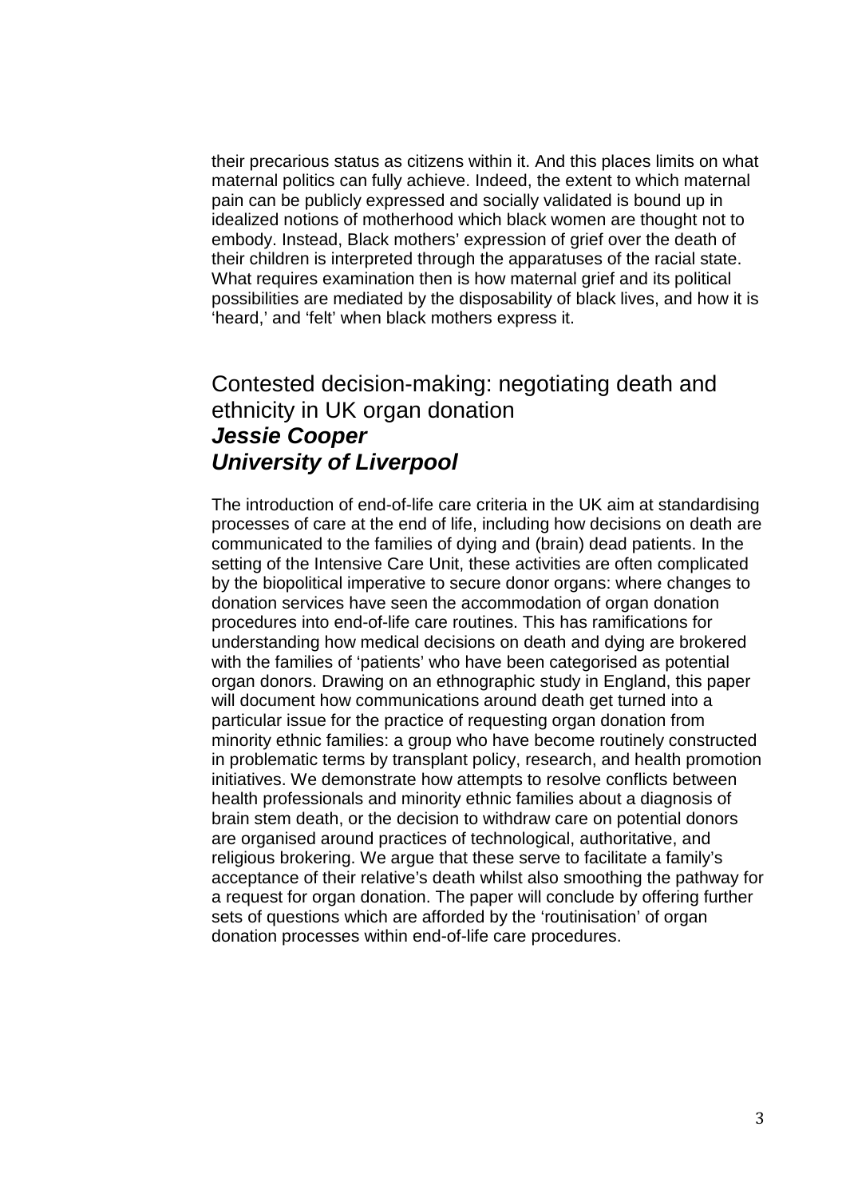their precarious status as citizens within it. And this places limits on what maternal politics can fully achieve. Indeed, the extent to which maternal pain can be publicly expressed and socially validated is bound up in idealized notions of motherhood which black women are thought not to embody. Instead, Black mothers' expression of grief over the death of their children is interpreted through the apparatuses of the racial state. What requires examination then is how maternal grief and its political possibilities are mediated by the disposability of black lives, and how it is 'heard,' and 'felt' when black mothers express it.

## Contested decision-making: negotiating death and ethnicity in UK organ donation
## ***Jessie Cooper***
## ***University of Liverpool***

The introduction of end-of-life care criteria in the UK aim at standardising processes of care at the end of life, including how decisions on death are communicated to the families of dying and (brain) dead patients. In the setting of the Intensive Care Unit, these activities are often complicated by the biopolitical imperative to secure donor organs: where changes to donation services have seen the accommodation of organ donation procedures into end-of-life care routines. This has ramifications for understanding how medical decisions on death and dying are brokered with the families of 'patients' who have been categorised as potential organ donors. Drawing on an ethnographic study in England, this paper will document how communications around death get turned into a particular issue for the practice of requesting organ donation from minority ethnic families: a group who have become routinely constructed in problematic terms by transplant policy, research, and health promotion initiatives. We demonstrate how attempts to resolve conflicts between health professionals and minority ethnic families about a diagnosis of brain stem death, or the decision to withdraw care on potential donors are organised around practices of technological, authoritative, and religious brokering. We argue that these serve to facilitate a family's acceptance of their relative's death whilst also smoothing the pathway for a request for organ donation. The paper will conclude by offering further sets of questions which are afforded by the 'routinisation' of organ donation processes within end-of-life care procedures.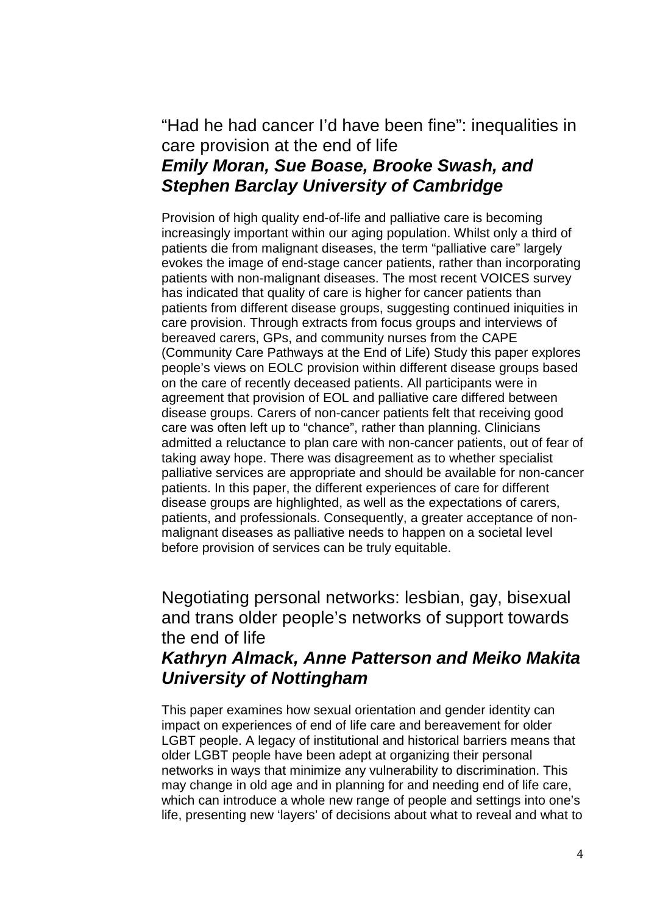## “Had he had cancer I’d have been fine”: inequalities in care provision at the end of life

***Emily Moran, Sue Boase, Brooke Swash, and Stephen Barclay University of Cambridge***

Provision of high quality end-of-life and palliative care is becoming increasingly important within our aging population. Whilst only a third of patients die from malignant diseases, the term “palliative care” largely evokes the image of end-stage cancer patients, rather than incorporating patients with non-malignant diseases. The most recent VOICES survey has indicated that quality of care is higher for cancer patients than patients from different disease groups, suggesting continued iniquities in care provision. Through extracts from focus groups and interviews of bereaved carers, GPs, and community nurses from the CAPE (Community Care Pathways at the End of Life) Study this paper explores people’s views on EOLC provision within different disease groups based on the care of recently deceased patients. All participants were in agreement that provision of EOL and palliative care differed between disease groups. Carers of non-cancer patients felt that receiving good care was often left up to “chance”, rather than planning. Clinicians admitted a reluctance to plan care with non-cancer patients, out of fear of taking away hope. There was disagreement as to whether specialist palliative services are appropriate and should be available for non-cancer patients. In this paper, the different experiences of care for different disease groups are highlighted, as well as the expectations of carers, patients, and professionals. Consequently, a greater acceptance of non-malignant diseases as palliative needs to happen on a societal level before provision of services can be truly equitable.

## Negotiating personal networks: lesbian, gay, bisexual and trans older people’s networks of support towards the end of life

***Kathryn Almack, Anne Patterson and Meiko Makita University of Nottingham***

This paper examines how sexual orientation and gender identity can impact on experiences of end of life care and bereavement for older LGBT people. A legacy of institutional and historical barriers means that older LGBT people have been adept at organizing their personal networks in ways that minimize any vulnerability to discrimination. This may change in old age and in planning for and needing end of life care, which can introduce a whole new range of people and settings into one’s life, presenting new ‘layers’ of decisions about what to reveal and what to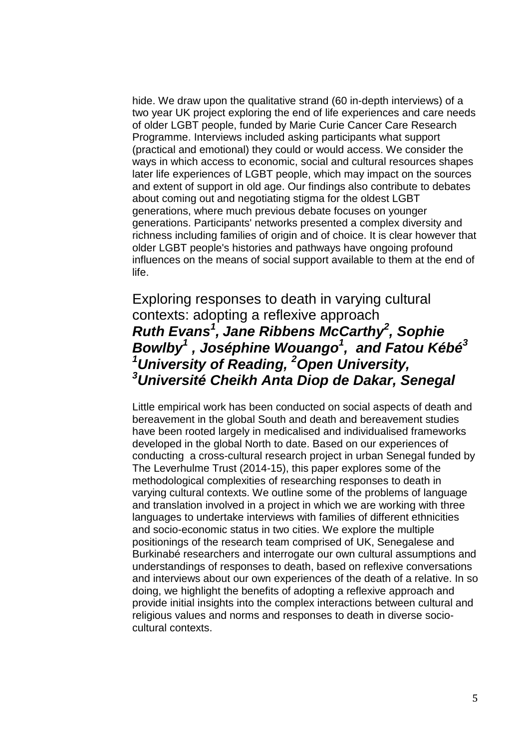hide. We draw upon the qualitative strand (60 in-depth interviews) of a two year UK project exploring the end of life experiences and care needs of older LGBT people, funded by Marie Curie Cancer Care Research Programme. Interviews included asking participants what support (practical and emotional) they could or would access. We consider the ways in which access to economic, social and cultural resources shapes later life experiences of LGBT people, which may impact on the sources and extent of support in old age. Our findings also contribute to debates about coming out and negotiating stigma for the oldest LGBT generations, where much previous debate focuses on younger generations. Participants' networks presented a complex diversity and richness including families of origin and of choice. It is clear however that older LGBT people's histories and pathways have ongoing profound influences on the means of social support available to them at the end of life.

## Exploring responses to death in varying cultural contexts: adopting a reflexive approach

***Ruth Evans[1], Jane Ribbens McCarthy[2], Sophie Bowlby[1], Joséphine Wouango[1], and Fatou Kébé[3]***
***[1]University of Reading, [2]Open University, [3]Université Cheikh Anta Diop de Dakar, Senegal***

Little empirical work has been conducted on social aspects of death and bereavement in the global South and death and bereavement studies have been rooted largely in medicalised and individualised frameworks developed in the global North to date. Based on our experiences of conducting a cross-cultural research project in urban Senegal funded by The Leverhulme Trust (2014-15), this paper explores some of the methodological complexities of researching responses to death in varying cultural contexts. We outline some of the problems of language and translation involved in a project in which we are working with three languages to undertake interviews with families of different ethnicities and socio-economic status in two cities. We explore the multiple positionings of the research team comprised of UK, Senegalese and Burkinabé researchers and interrogate our own cultural assumptions and understandings of responses to death, based on reflexive conversations and interviews about our own experiences of the death of a relative. In so doing, we highlight the benefits of adopting a reflexive approach and provide initial insights into the complex interactions between cultural and religious values and norms and responses to death in diverse socio-cultural contexts.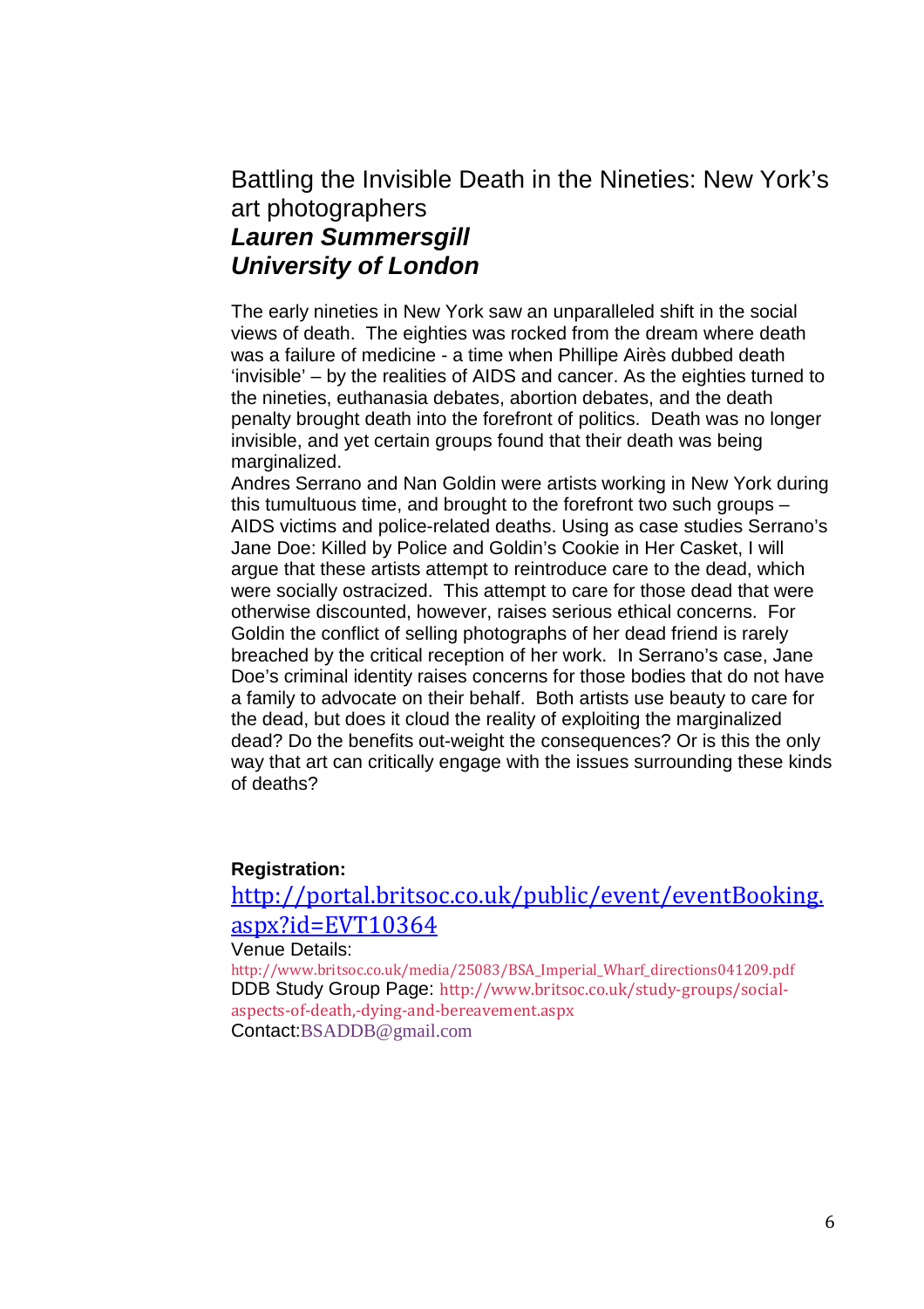## Battling the Invisible Death in the Nineties: New York's art photographers

***Lauren Summersgill***

***University of London***

The early nineties in New York saw an unparalleled shift in the social views of death. The eighties was rocked from the dream where death was a failure of medicine - a time when Phillipe Airès dubbed death 'invisible' – by the realities of AIDS and cancer. As the eighties turned to the nineties, euthanasia debates, abortion debates, and the death penalty brought death into the forefront of politics. Death was no longer invisible, and yet certain groups found that their death was being marginalized.

Andres Serrano and Nan Goldin were artists working in New York during this tumultuous time, and brought to the forefront two such groups – AIDS victims and police-related deaths. Using as case studies Serrano's Jane Doe: Killed by Police and Goldin's Cookie in Her Casket, I will argue that these artists attempt to reintroduce care to the dead, which were socially ostracized. This attempt to care for those dead that were otherwise discounted, however, raises serious ethical concerns. For Goldin the conflict of selling photographs of her dead friend is rarely breached by the critical reception of her work. In Serrano's case, Jane Doe's criminal identity raises concerns for those bodies that do not have a family to advocate on their behalf. Both artists use beauty to care for the dead, but does it cloud the reality of exploiting the marginalized dead? Do the benefits out-weight the consequences? Or is this the only way that art can critically engage with the issues surrounding these kinds of deaths?

**Registration:**
http://portal.britsoc.co.uk/public/event/eventBooking.aspx?id=EVT10364

Venue Details:
http://www.britsoc.co.uk/media/25083/BSA_Imperial_Wharf_directions041209.pdf

DDB Study Group Page: http://www.britsoc.co.uk/study-groups/social-aspects-of-death,-dying-and-bereavement.aspx

Contact:BSADDB@gmail.com